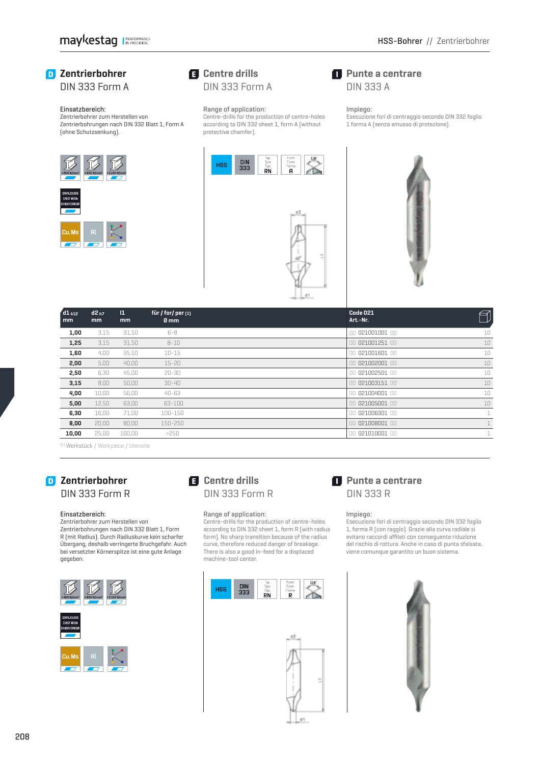## D Zentrierbohrer

DIN 333 Form A

**Einsatzbereich:**
Zentrierbohrer zum Herstellen von Zentrierbohrungen nach DIN 332 Blatt 1, Form A (ohne Schutzsenkung).

## E Centre drills

DIN 333 Form A

**Range of application:**
Centre-drills for the production of centre-holes according to DIN 332 sheet 1, form A (without protective chamfer).

## I Punte a centrare

DIN 333 A

**Impiego:**
Esecuzione fori di centraggio secondo DIN 332 foglio 1 forma A (senza smusso di protezione).

<400 N/mm² | <850 N/mm² | <1100 N/mm² | GRAUGUSS CAST IRON GHISA GRIGIA | Cu, Ms | Al

HSS | DIN 333 | Typ Type Tipo RN | Form Form Forme A | 118°

| d1 k12 mm | d2 h7 mm | l1 mm | für / for/ per [1] Ø mm | Code 021 Art.-Nr. | |
|---|---|---|---|---|---|
| 1,00 | 3,15 | 31,50 | 6-8 | 00 021001001 00 | 10 |
| 1,25 | 3,15 | 31,50 | 8-10 | 00 021001251 00 | 10 |
| 1,60 | 4,00 | 35,50 | 10-15 | 00 021001601 00 | 10 |
| 2,00 | 5,00 | 40,00 | 15-20 | 00 021002001 00 | 10 |
| 2,50 | 6,30 | 45,00 | 20-30 | 00 021002501 00 | 10 |
| 3,15 | 8,00 | 50,00 | 30-40 | 00 021003151 00 | 10 |
| 4,00 | 10,00 | 56,00 | 40-63 | 00 021004001 00 | 10 |
| 5,00 | 12,50 | 63,00 | 63-100 | 00 021005001 00 | 10 |
| 6,30 | 16,00 | 71,00 | 100-150 | 00 021006301 00 | 1 |
| 8,00 | 20,00 | 80,00 | 150-250 | 00 021008001 00 | 1 |
| 10,00 | 25,00 | 100,00 | >250 | 00 021010001 00 | 1 |

[1] Werkstück / Workpiece / Utensile

## D Zentrierbohrer

DIN 333 Form R

**Einsatzbereich:**
Zentrierbohrer zum Herstellen von Zentrierbohrungen nach DIN 332 Blatt 1, Form R (mit Radius). Durch Radiuskurve kein scharfer Übergang, deshalb verringerte Bruchgefahr. Auch bei versetzter Körnerspitze ist eine gute Anlage gegeben.

## E Centre drills

DIN 333 Form R

**Range of application:**
Centre-drills for the production of centre-holes according to DIN 332 sheet 1, form R (with radius form). No sharp transition because of the radius curve, therefore reduced danger of breakage. There is also a good in-feed for a displaced machine-tool center.

## I Punte a centrare

DIN 333 R

**Impiego:**
Esecuzione fori di centraggio secondo DIN 332 foglio 1, forma R (con raggio). Grazie alla curva radiale si evitano raccordi affilati con conseguente riduzione del rischio di rottura. Anche in caso di punta sfalsata, viene comunque garantito un buon sistema.

<400 N/mm² | <850 N/mm² | <1100 N/mm² | GRAUGUSS CAST IRON GHISA GRIGIA | Cu, Ms | Al

HSS | DIN 333 | Typ Type Tipo RN | Form Form Forme R | 118°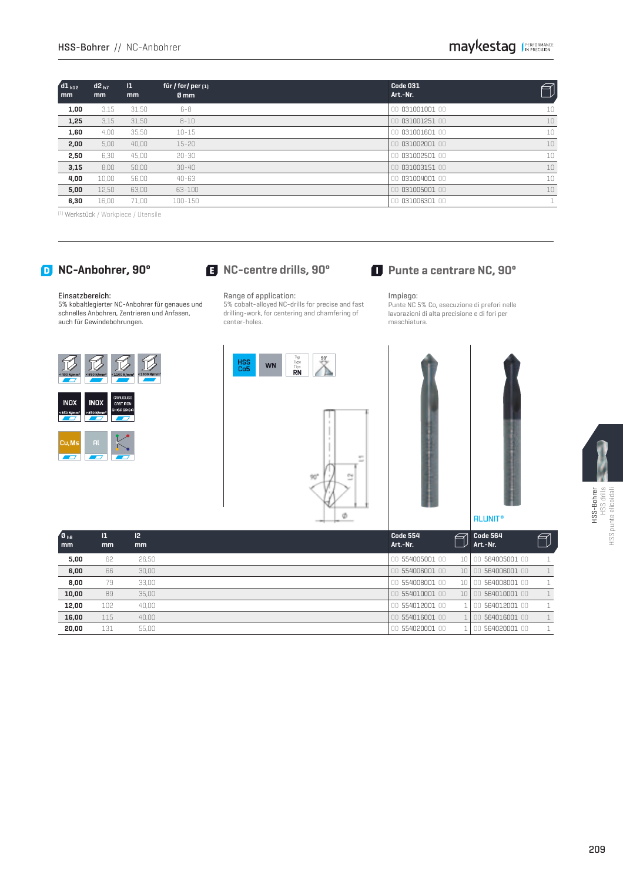| d1 k12 mm | d2 h7 mm | l1 mm | für / for/ per [1] Ø mm | Code 031 Art.-Nr. | |
|---|---|---|---|---|---|
| **1,00** | 3,15 | 31,50 | 6-8 | 00 031001001 00 | 10 |
| **1,25** | 3,15 | 31,50 | 8-10 | 00 031001251 00 | 10 |
| **1,60** | 4,00 | 35,50 | 10-15 | 00 031001601 00 | 10 |
| **2,00** | 5,00 | 40,00 | 15-20 | 00 031002001 00 | 10 |
| **2,50** | 6,30 | 45,00 | 20-30 | 00 031002501 00 | 10 |
| **3,15** | 8,00 | 50,00 | 30-40 | 00 031003151 00 | 10 |
| **4,00** | 10,00 | 56,00 | 40-63 | 00 031004001 00 | 10 |
| **5,00** | 12,50 | 63,00 | 63-100 | 00 031005001 00 | 10 |
| **6,30** | 16,00 | 71,00 | 100-150 | 00 031006301 00 | 1 |

[1] Werkstück / Workpiece / Utensile

## D NC-Anbohrer, 90°

Einsatzbereich:
5% kobaltlegierter NC-Anbohrer für genaues und schnelles Anbohren, Zentrieren und Anfasen, auch für Gewindebohrungen.

## E NC-centre drills, 90°

Range of application:
5% cobalt-alloyed NC-drills for precise and fast drilling-work, for centering and chamfering of center-holes.

## I Punte a centrare NC, 90°

Impiego:
Punte NC 5% Co, esecuzione di prefori nelle lavorazioni di alta precisione e di fori per maschiatura.

<400 N/mm² | <850 N/mm² | <1100 N/mm² | <1300 N/mm² | INOX <850 N/mm² | INOX >850 N/mm² | GRAUGUSS CAST IRON GHISA GRIGIA | Cu,Ms | Al

HSS Co5 | WN | Typ Type Tipo RN | 90°

ALUNIT®

| Ø h8 mm | l1 mm | l2 mm | Code 554 Art.-Nr. | | Code 564 Art.-Nr. | |
|---|---|---|---|---|---|---|
| **5,00** | 62 | 26,50 | 00 554005001 00 | 10 | 00 564005001 00 | 1 |
| **6,00** | 66 | 30,00 | 00 554006001 00 | 10 | 00 564006001 00 | 1 |
| **8,00** | 79 | 33,00 | 00 554008001 00 | 10 | 00 564008001 00 | 1 |
| **10,00** | 89 | 35,00 | 00 554010001 00 | 10 | 00 564010001 00 | 1 |
| **12,00** | 102 | 40,00 | 00 554012001 00 | 1 | 00 564012001 00 | 1 |
| **16,00** | 115 | 40,00 | 00 554016001 00 | 1 | 00 564016001 00 | 1 |
| **20,00** | 131 | 55,00 | 00 554020001 00 | 1 | 00 564020001 00 | 1 |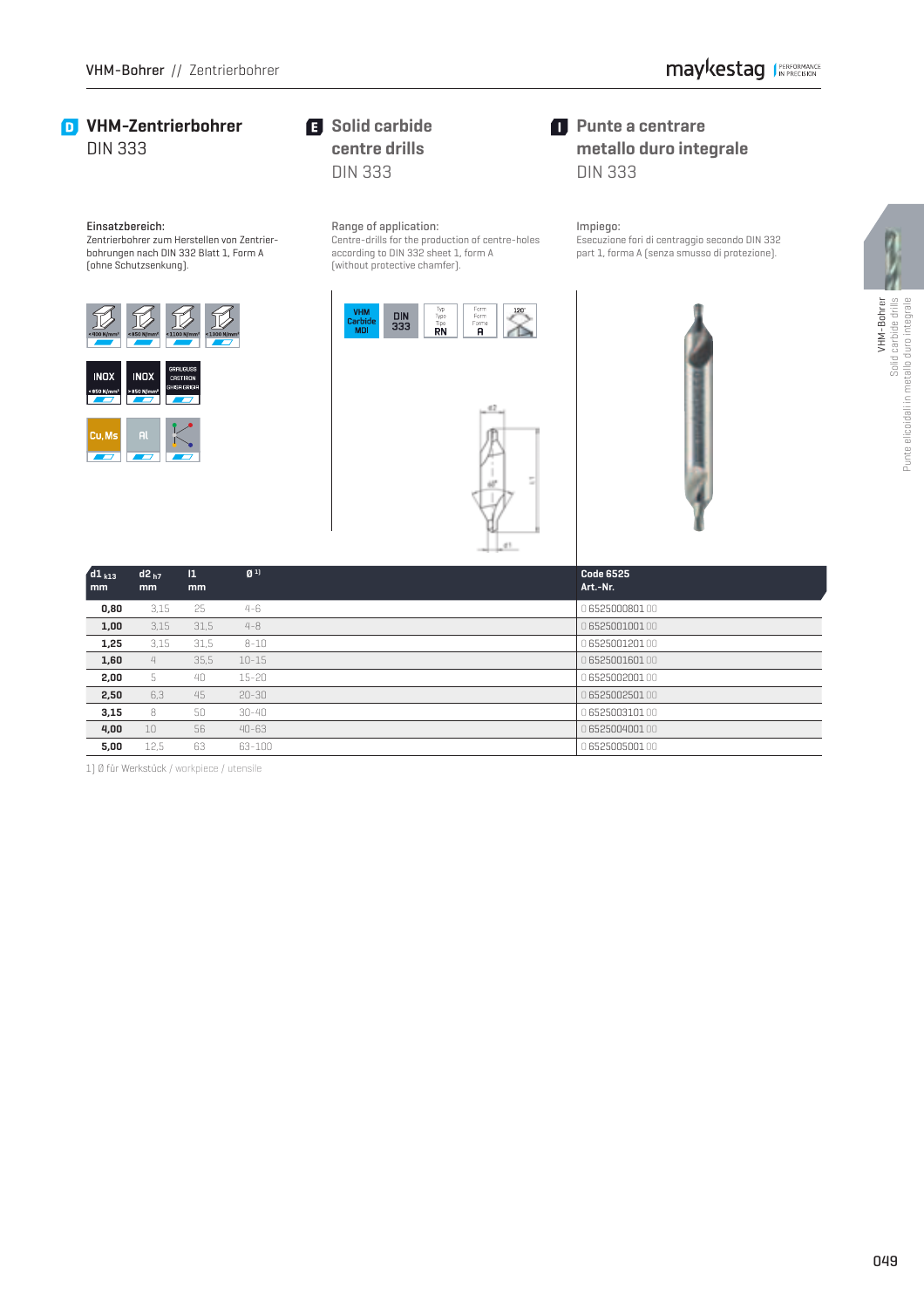# VHM-Zentrierbohrer DIN 333

# Solid carbide centre drills DIN 333

# Punte a centrare metallo duro integrale DIN 333

**Einsatzbereich:**
Zentrierbohrer zum Herstellen von Zentrierbohrungen nach DIN 332 Blatt 1, Form A (ohne Schutzsenkung).

**Range of application:**
Centre-drills for the production of centre-holes according to DIN 332 sheet 1, form A (without protective chamfer).

**Impiego:**
Esecuzione fori di centraggio secondo DIN 332 part 1, forma A (senza smusso di protezione).

<400 N/mm² | <850 N/mm² | <1100 N/mm² | <1300 N/mm²

INOX <850 N/mm² | INOX >850 N/mm² | GRAUGUSS CASTIRON GHISA GRIGIA

Cu, Ms | Al

VHM Carbide MDI | DIN 333 | Typ Type Tipo RN | Form Form Forme A | 120°

| d1 k13 mm | d2 h7 mm | l1 mm | Ø 1) | Code 6525 Art.-Nr. |
|---|---|---|---|---|
| **0,80** | 3,15 | 25 | 4-6 | 0 6525000801 00 |
| **1,00** | 3,15 | 31,5 | 4-8 | 0 6525001001 00 |
| **1,25** | 3,15 | 31,5 | 8-10 | 0 6525001201 00 |
| **1,60** | 4 | 35,5 | 10-15 | 0 6525001601 00 |
| **2,00** | 5 | 40 | 15-20 | 0 6525002001 00 |
| **2,50** | 6,3 | 45 | 20-30 | 0 6525002501 00 |
| **3,15** | 8 | 50 | 30-40 | 0 6525003101 00 |
| **4,00** | 10 | 56 | 40-63 | 0 6525004001 00 |
| **5,00** | 12,5 | 63 | 63-100 | 0 6525005001 00 |

1) Ø für Werkstück / workpiece / utensile